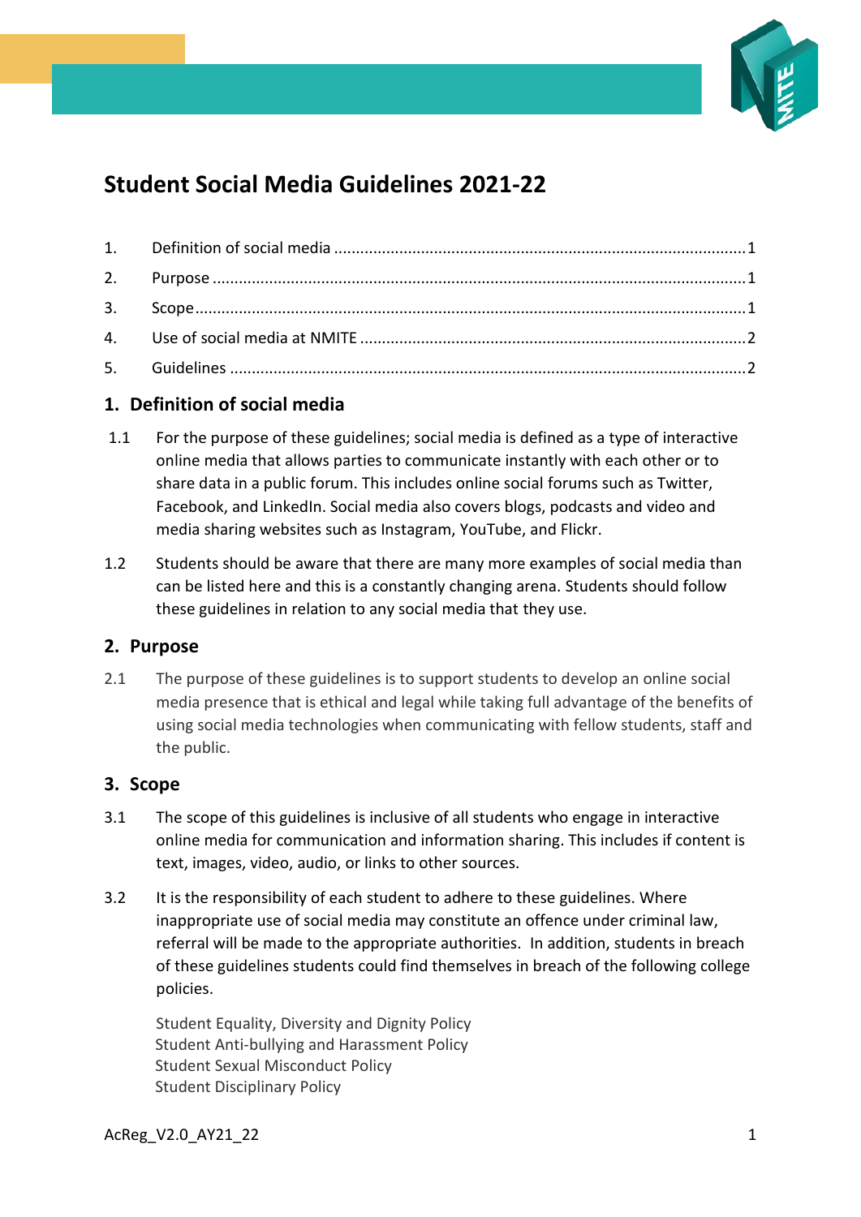# Student Social Media Guidelines 2021-22

1. Definition of social media ........................................ 1
2. Purpose ........................................ 1
3. Scope ........................................ 1
4. Use of social media at NMITE ........................................ 2
5. Guidelines ........................................ 2

## 1. Definition of social media

1.1 For the purpose of these guidelines; social media is defined as a type of interactive online media that allows parties to communicate instantly with each other or to share data in a public forum. This includes online social forums such as Twitter, Facebook, and LinkedIn. Social media also covers blogs, podcasts and video and media sharing websites such as Instagram, YouTube, and Flickr.

1.2 Students should be aware that there are many more examples of social media than can be listed here and this is a constantly changing arena. Students should follow these guidelines in relation to any social media that they use.

## 2. Purpose

2.1 The purpose of these guidelines is to support students to develop an online social media presence that is ethical and legal while taking full advantage of the benefits of using social media technologies when communicating with fellow students, staff and the public.

## 3. Scope

3.1 The scope of this guidelines is inclusive of all students who engage in interactive online media for communication and information sharing. This includes if content is text, images, video, audio, or links to other sources.

3.2 It is the responsibility of each student to adhere to these guidelines. Where inappropriate use of social media may constitute an offence under criminal law, referral will be made to the appropriate authorities. In addition, students in breach of these guidelines students could find themselves in breach of the following college policies.

Student Equality, Diversity and Dignity Policy
Student Anti-bullying and Harassment Policy
Student Sexual Misconduct Policy
Student Disciplinary Policy

AcReg_V2.0_AY21_22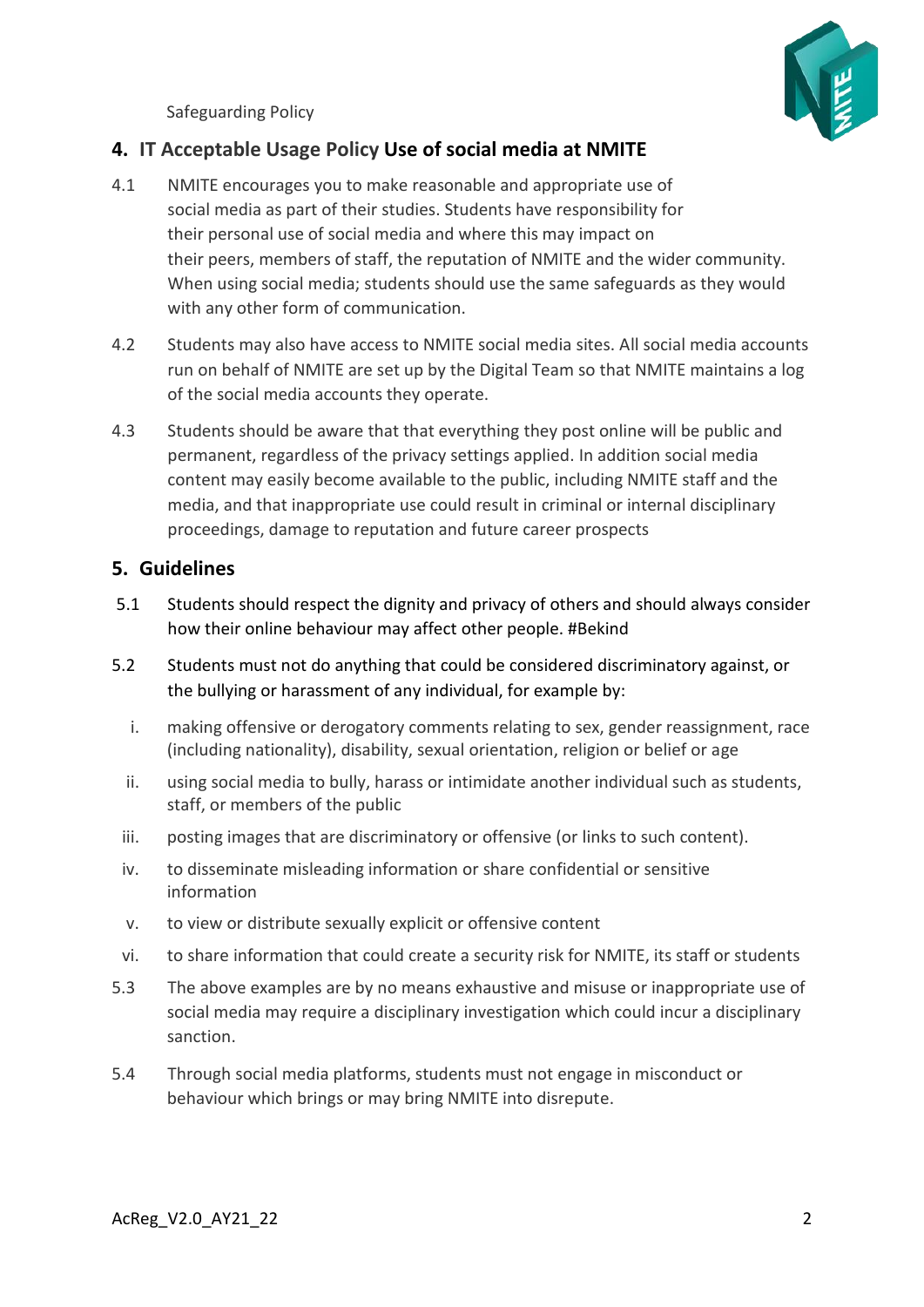## 4. IT Acceptable Usage Policy Use of social media at NMITE

4.1 NMITE encourages you to make reasonable and appropriate use of social media as part of their studies. Students have responsibility for their personal use of social media and where this may impact on their peers, members of staff, the reputation of NMITE and the wider community. When using social media; students should use the same safeguards as they would with any other form of communication.

4.2 Students may also have access to NMITE social media sites. All social media accounts run on behalf of NMITE are set up by the Digital Team so that NMITE maintains a log of the social media accounts they operate.

4.3 Students should be aware that that everything they post online will be public and permanent, regardless of the privacy settings applied. In addition social media content may easily become available to the public, including NMITE staff and the media, and that inappropriate use could result in criminal or internal disciplinary proceedings, damage to reputation and future career prospects

## 5. Guidelines

5.1 Students should respect the dignity and privacy of others and should always consider how their online behaviour may affect other people. #Bekind

5.2 Students must not do anything that could be considered discriminatory against, or the bullying or harassment of any individual, for example by:

i. making offensive or derogatory comments relating to sex, gender reassignment, race (including nationality), disability, sexual orientation, religion or belief or age

ii. using social media to bully, harass or intimidate another individual such as students, staff, or members of the public

iii. posting images that are discriminatory or offensive (or links to such content).

iv. to disseminate misleading information or share confidential or sensitive information

v. to view or distribute sexually explicit or offensive content

vi. to share information that could create a security risk for NMITE, its staff or students

5.3 The above examples are by no means exhaustive and misuse or inappropriate use of social media may require a disciplinary investigation which could incur a disciplinary sanction.

5.4 Through social media platforms, students must not engage in misconduct or behaviour which brings or may bring NMITE into disrepute.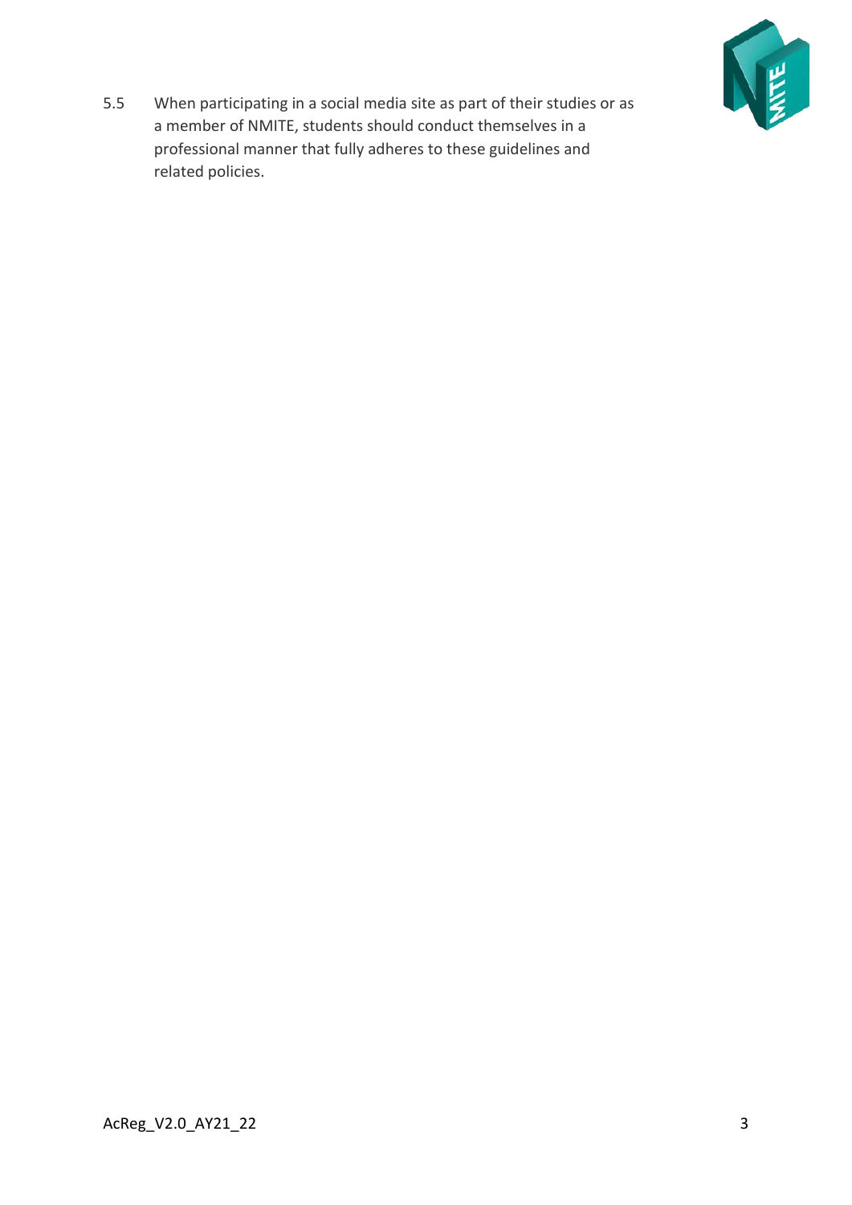5.5 When participating in a social media site as part of their studies or as a member of NMITE, students should conduct themselves in a professional manner that fully adheres to these guidelines and related policies.